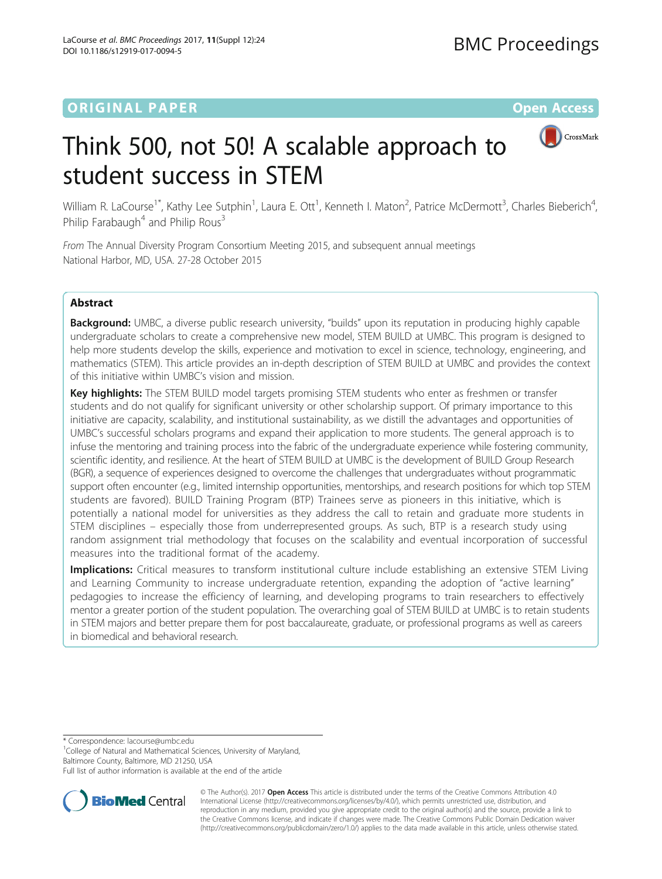ORIGINAL PAPER

Open Access

# Think 500, not 50! A scalable approach to student success in STEM

William R. LaCourse[1*], Kathy Lee Sutphin[1], Laura E. Ott[1], Kenneth I. Maton[2], Patrice McDermott[3], Charles Bieberich[4], Philip Farabaugh[4] and Philip Rous[3]

From The Annual Diversity Program Consortium Meeting 2015, and subsequent annual meetings
National Harbor, MD, USA. 27-28 October 2015

## Abstract

**Background:** UMBC, a diverse public research university, "builds" upon its reputation in producing highly capable undergraduate scholars to create a comprehensive new model, STEM BUILD at UMBC. This program is designed to help more students develop the skills, experience and motivation to excel in science, technology, engineering, and mathematics (STEM). This article provides an in-depth description of STEM BUILD at UMBC and provides the context of this initiative within UMBC's vision and mission.

**Key highlights:** The STEM BUILD model targets promising STEM students who enter as freshmen or transfer students and do not qualify for significant university or other scholarship support. Of primary importance to this initiative are capacity, scalability, and institutional sustainability, as we distill the advantages and opportunities of UMBC's successful scholars programs and expand their application to more students. The general approach is to infuse the mentoring and training process into the fabric of the undergraduate experience while fostering community, scientific identity, and resilience. At the heart of STEM BUILD at UMBC is the development of BUILD Group Research (BGR), a sequence of experiences designed to overcome the challenges that undergraduates without programmatic support often encounter (e.g., limited internship opportunities, mentorships, and research positions for which top STEM students are favored). BUILD Training Program (BTP) Trainees serve as pioneers in this initiative, which is potentially a national model for universities as they address the call to retain and graduate more students in STEM disciplines – especially those from underrepresented groups. As such, BTP is a research study using random assignment trial methodology that focuses on the scalability and eventual incorporation of successful measures into the traditional format of the academy.

**Implications:** Critical measures to transform institutional culture include establishing an extensive STEM Living and Learning Community to increase undergraduate retention, expanding the adoption of "active learning" pedagogies to increase the efficiency of learning, and developing programs to train researchers to effectively mentor a greater portion of the student population. The overarching goal of STEM BUILD at UMBC is to retain students in STEM majors and better prepare them for post baccalaureate, graduate, or professional programs as well as careers in biomedical and behavioral research.

\* Correspondence: lacourse@umbc.edu
[1]College of Natural and Mathematical Sciences, University of Maryland, Baltimore County, Baltimore, MD 21250, USA
Full list of author information is available at the end of the article

© The Author(s). 2017 **Open Access** This article is distributed under the terms of the Creative Commons Attribution 4.0 International License (http://creativecommons.org/licenses/by/4.0/), which permits unrestricted use, distribution, and reproduction in any medium, provided you give appropriate credit to the original author(s) and the source, provide a link to the Creative Commons license, and indicate if changes were made. The Creative Commons Public Domain Dedication waiver (http://creativecommons.org/publicdomain/zero/1.0/) applies to the data made available in this article, unless otherwise stated.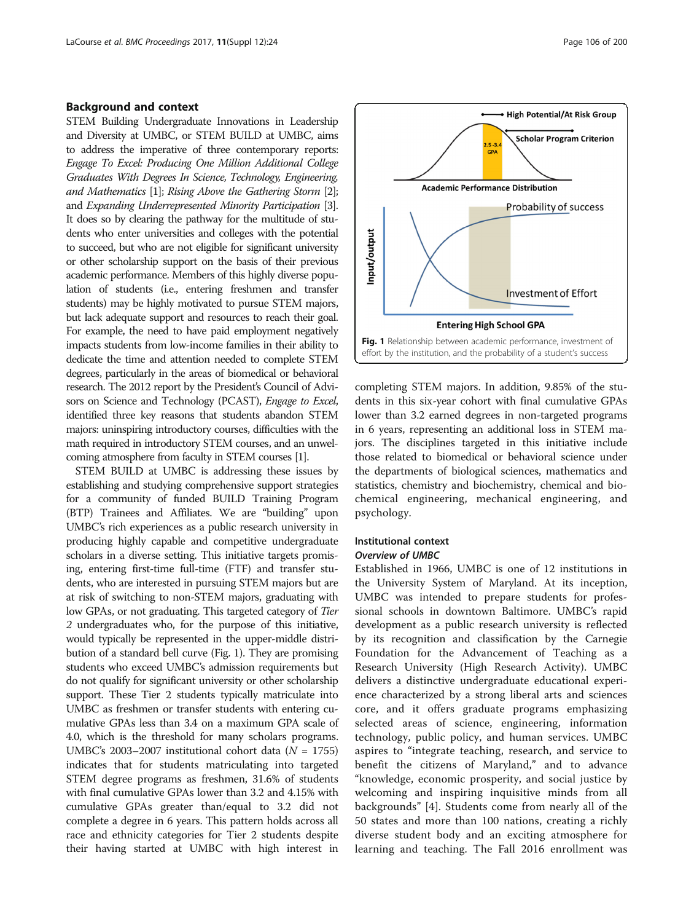## Background and context

STEM Building Undergraduate Innovations in Leadership and Diversity at UMBC, or STEM BUILD at UMBC, aims to address the imperative of three contemporary reports: *Engage To Excel: Producing One Million Additional College Graduates With Degrees In Science, Technology, Engineering, and Mathematics* [1]; *Rising Above the Gathering Storm* [2]; and *Expanding Underrepresented Minority Participation* [3]. It does so by clearing the pathway for the multitude of students who enter universities and colleges with the potential to succeed, but who are not eligible for significant university or other scholarship support on the basis of their previous academic performance. Members of this highly diverse population of students (i.e., entering freshmen and transfer students) may be highly motivated to pursue STEM majors, but lack adequate support and resources to reach their goal. For example, the need to have paid employment negatively impacts students from low-income families in their ability to dedicate the time and attention needed to complete STEM degrees, particularly in the areas of biomedical or behavioral research. The 2012 report by the President's Council of Advisors on Science and Technology (PCAST), *Engage to Excel*, identified three key reasons that students abandon STEM majors: uninspiring introductory courses, difficulties with the math required in introductory STEM courses, and an unwelcoming atmosphere from faculty in STEM courses [1].

STEM BUILD at UMBC is addressing these issues by establishing and studying comprehensive support strategies for a community of funded BUILD Training Program (BTP) Trainees and Affiliates. We are "building" upon UMBC's rich experiences as a public research university in producing highly capable and competitive undergraduate scholars in a diverse setting. This initiative targets promising, entering first-time full-time (FTF) and transfer students, who are interested in pursuing STEM majors but are at risk of switching to non-STEM majors, graduating with low GPAs, or not graduating. This targeted category of *Tier 2* undergraduates who, for the purpose of this initiative, would typically be represented in the upper-middle distribution of a standard bell curve (Fig. 1). They are promising students who exceed UMBC's admission requirements but do not qualify for significant university or other scholarship support. These Tier 2 students typically matriculate into UMBC as freshmen or transfer students with entering cumulative GPAs less than 3.4 on a maximum GPA scale of 4.0, which is the threshold for many scholars programs. UMBC's 2003–2007 institutional cohort data ($N$ = 1755) indicates that for students matriculating into targeted STEM degree programs as freshmen, 31.6% of students with final cumulative GPAs lower than 3.2 and 4.15% with cumulative GPAs greater than/equal to 3.2 did not complete a degree in 6 years. This pattern holds across all race and ethnicity categories for Tier 2 students despite their having started at UMBC with high interest in completing STEM majors. In addition, 9.85% of the students in this six-year cohort with final cumulative GPAs lower than 3.2 earned degrees in non-targeted programs in 6 years, representing an additional loss in STEM majors. The disciplines targeted in this initiative include those related to biomedical or behavioral science under the departments of biological sciences, mathematics and statistics, chemistry and biochemistry, chemical and biochemical engineering, mechanical engineering, and psychology.

**Fig. 1** Relationship between academic performance, investment of effort by the institution, and the probability of a student's success

### Institutional context

#### *Overview of UMBC*

Established in 1966, UMBC is one of 12 institutions in the University System of Maryland. At its inception, UMBC was intended to prepare students for professional schools in downtown Baltimore. UMBC's rapid development as a public research university is reflected by its recognition and classification by the Carnegie Foundation for the Advancement of Teaching as a Research University (High Research Activity). UMBC delivers a distinctive undergraduate educational experience characterized by a strong liberal arts and sciences core, and it offers graduate programs emphasizing selected areas of science, engineering, information technology, public policy, and human services. UMBC aspires to "integrate teaching, research, and service to benefit the citizens of Maryland," and to advance "knowledge, economic prosperity, and social justice by welcoming and inspiring inquisitive minds from all backgrounds" [4]. Students come from nearly all of the 50 states and more than 100 nations, creating a richly diverse student body and an exciting atmosphere for learning and teaching. The Fall 2016 enrollment was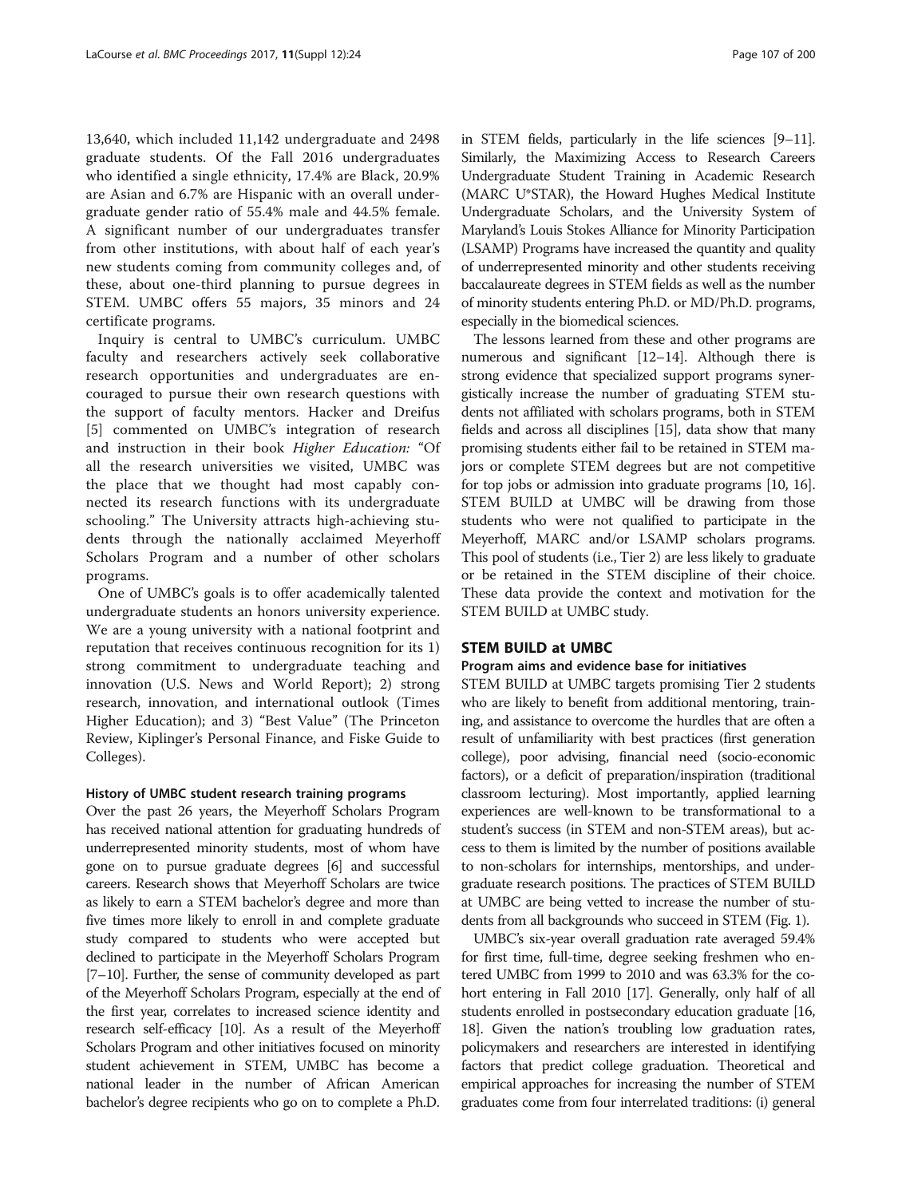13,640, which included 11,142 undergraduate and 2498 graduate students. Of the Fall 2016 undergraduates who identified a single ethnicity, 17.4% are Black, 20.9% are Asian and 6.7% are Hispanic with an overall undergraduate gender ratio of 55.4% male and 44.5% female. A significant number of our undergraduates transfer from other institutions, with about half of each year's new students coming from community colleges and, of these, about one-third planning to pursue degrees in STEM. UMBC offers 55 majors, 35 minors and 24 certificate programs.

Inquiry is central to UMBC's curriculum. UMBC faculty and researchers actively seek collaborative research opportunities and undergraduates are encouraged to pursue their own research questions with the support of faculty mentors. Hacker and Dreifus [5] commented on UMBC's integration of research and instruction in their book *Higher Education:* "Of all the research universities we visited, UMBC was the place that we thought had most capably connected its research functions with its undergraduate schooling." The University attracts high-achieving students through the nationally acclaimed Meyerhoff Scholars Program and a number of other scholars programs.

One of UMBC's goals is to offer academically talented undergraduate students an honors university experience. We are a young university with a national footprint and reputation that receives continuous recognition for its 1) strong commitment to undergraduate teaching and innovation (U.S. News and World Report); 2) strong research, innovation, and international outlook (Times Higher Education); and 3) "Best Value" (The Princeton Review, Kiplinger's Personal Finance, and Fiske Guide to Colleges).

### History of UMBC student research training programs

Over the past 26 years, the Meyerhoff Scholars Program has received national attention for graduating hundreds of underrepresented minority students, most of whom have gone on to pursue graduate degrees [6] and successful careers. Research shows that Meyerhoff Scholars are twice as likely to earn a STEM bachelor's degree and more than five times more likely to enroll in and complete graduate study compared to students who were accepted but declined to participate in the Meyerhoff Scholars Program [7–10]. Further, the sense of community developed as part of the Meyerhoff Scholars Program, especially at the end of the first year, correlates to increased science identity and research self-efficacy [10]. As a result of the Meyerhoff Scholars Program and other initiatives focused on minority student achievement in STEM, UMBC has become a national leader in the number of African American bachelor's degree recipients who go on to complete a Ph.D. in STEM fields, particularly in the life sciences [9–11]. Similarly, the Maximizing Access to Research Careers Undergraduate Student Training in Academic Research (MARC U*STAR), the Howard Hughes Medical Institute Undergraduate Scholars, and the University System of Maryland's Louis Stokes Alliance for Minority Participation (LSAMP) Programs have increased the quantity and quality of underrepresented minority and other students receiving baccalaureate degrees in STEM fields as well as the number of minority students entering Ph.D. or MD/Ph.D. programs, especially in the biomedical sciences.

The lessons learned from these and other programs are numerous and significant [12–14]. Although there is strong evidence that specialized support programs synergistically increase the number of graduating STEM students not affiliated with scholars programs, both in STEM fields and across all disciplines [15], data show that many promising students either fail to be retained in STEM majors or complete STEM degrees but are not competitive for top jobs or admission into graduate programs [10, 16]. STEM BUILD at UMBC will be drawing from those students who were not qualified to participate in the Meyerhoff, MARC and/or LSAMP scholars programs. This pool of students (i.e., Tier 2) are less likely to graduate or be retained in the STEM discipline of their choice. These data provide the context and motivation for the STEM BUILD at UMBC study.

## STEM BUILD at UMBC

### Program aims and evidence base for initiatives

STEM BUILD at UMBC targets promising Tier 2 students who are likely to benefit from additional mentoring, training, and assistance to overcome the hurdles that are often a result of unfamiliarity with best practices (first generation college), poor advising, financial need (socio-economic factors), or a deficit of preparation/inspiration (traditional classroom lecturing). Most importantly, applied learning experiences are well-known to be transformational to a student's success (in STEM and non-STEM areas), but access to them is limited by the number of positions available to non-scholars for internships, mentorships, and undergraduate research positions. The practices of STEM BUILD at UMBC are being vetted to increase the number of students from all backgrounds who succeed in STEM (Fig. 1).

UMBC's six-year overall graduation rate averaged 59.4% for first time, full-time, degree seeking freshmen who entered UMBC from 1999 to 2010 and was 63.3% for the cohort entering in Fall 2010 [17]. Generally, only half of all students enrolled in postsecondary education graduate [16, 18]. Given the nation's troubling low graduation rates, policymakers and researchers are interested in identifying factors that predict college graduation. Theoretical and empirical approaches for increasing the number of STEM graduates come from four interrelated traditions: (i) general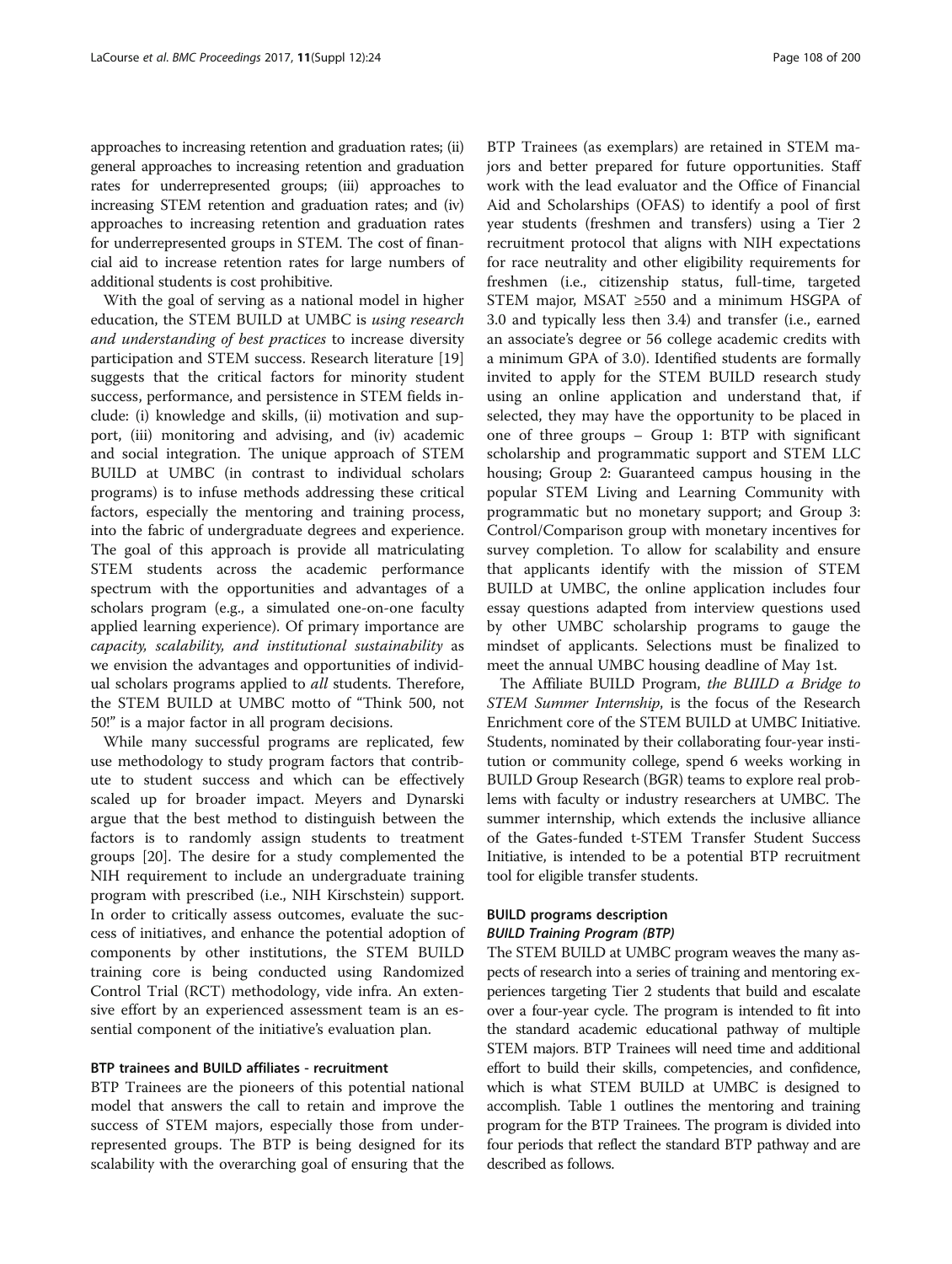approaches to increasing retention and graduation rates; (ii) general approaches to increasing retention and graduation rates for underrepresented groups; (iii) approaches to increasing STEM retention and graduation rates; and (iv) approaches to increasing retention and graduation rates for underrepresented groups in STEM. The cost of financial aid to increase retention rates for large numbers of additional students is cost prohibitive.

With the goal of serving as a national model in higher education, the STEM BUILD at UMBC is *using research and understanding of best practices* to increase diversity participation and STEM success. Research literature [19] suggests that the critical factors for minority student success, performance, and persistence in STEM fields include: (i) knowledge and skills, (ii) motivation and support, (iii) monitoring and advising, and (iv) academic and social integration. The unique approach of STEM BUILD at UMBC (in contrast to individual scholars programs) is to infuse methods addressing these critical factors, especially the mentoring and training process, into the fabric of undergraduate degrees and experience. The goal of this approach is provide all matriculating STEM students across the academic performance spectrum with the opportunities and advantages of a scholars program (e.g., a simulated one-on-one faculty applied learning experience). Of primary importance are *capacity, scalability, and institutional sustainability* as we envision the advantages and opportunities of individual scholars programs applied to *all* students. Therefore, the STEM BUILD at UMBC motto of "Think 500, not 50!" is a major factor in all program decisions.

While many successful programs are replicated, few use methodology to study program factors that contribute to student success and which can be effectively scaled up for broader impact. Meyers and Dynarski argue that the best method to distinguish between the factors is to randomly assign students to treatment groups [20]. The desire for a study complemented the NIH requirement to include an undergraduate training program with prescribed (i.e., NIH Kirschstein) support. In order to critically assess outcomes, evaluate the success of initiatives, and enhance the potential adoption of components by other institutions, the STEM BUILD training core is being conducted using Randomized Control Trial (RCT) methodology, vide infra. An extensive effort by an experienced assessment team is an essential component of the initiative's evaluation plan.

## BTP trainees and BUILD affiliates - recruitment

BTP Trainees are the pioneers of this potential national model that answers the call to retain and improve the success of STEM majors, especially those from underrepresented groups. The BTP is being designed for its scalability with the overarching goal of ensuring that the BTP Trainees (as exemplars) are retained in STEM majors and better prepared for future opportunities. Staff work with the lead evaluator and the Office of Financial Aid and Scholarships (OFAS) to identify a pool of first year students (freshmen and transfers) using a Tier 2 recruitment protocol that aligns with NIH expectations for race neutrality and other eligibility requirements for freshmen (i.e., citizenship status, full-time, targeted STEM major, MSAT ≥550 and a minimum HSGPA of 3.0 and typically less then 3.4) and transfer (i.e., earned an associate's degree or 56 college academic credits with a minimum GPA of 3.0). Identified students are formally invited to apply for the STEM BUILD research study using an online application and understand that, if selected, they may have the opportunity to be placed in one of three groups – Group 1: BTP with significant scholarship and programmatic support and STEM LLC housing; Group 2: Guaranteed campus housing in the popular STEM Living and Learning Community with programmatic but no monetary support; and Group 3: Control/Comparison group with monetary incentives for survey completion. To allow for scalability and ensure that applicants identify with the mission of STEM BUILD at UMBC, the online application includes four essay questions adapted from interview questions used by other UMBC scholarship programs to gauge the mindset of applicants. Selections must be finalized to meet the annual UMBC housing deadline of May 1st.

The Affiliate BUILD Program, *the BUILD a Bridge to STEM Summer Internship*, is the focus of the Research Enrichment core of the STEM BUILD at UMBC Initiative. Students, nominated by their collaborating four-year institution or community college, spend 6 weeks working in BUILD Group Research (BGR) teams to explore real problems with faculty or industry researchers at UMBC. The summer internship, which extends the inclusive alliance of the Gates-funded t-STEM Transfer Student Success Initiative, is intended to be a potential BTP recruitment tool for eligible transfer students.

## BUILD programs description

### *BUILD Training Program (BTP)*

The STEM BUILD at UMBC program weaves the many aspects of research into a series of training and mentoring experiences targeting Tier 2 students that build and escalate over a four-year cycle. The program is intended to fit into the standard academic educational pathway of multiple STEM majors. BTP Trainees will need time and additional effort to build their skills, competencies, and confidence, which is what STEM BUILD at UMBC is designed to accomplish. Table 1 outlines the mentoring and training program for the BTP Trainees. The program is divided into four periods that reflect the standard BTP pathway and are described as follows.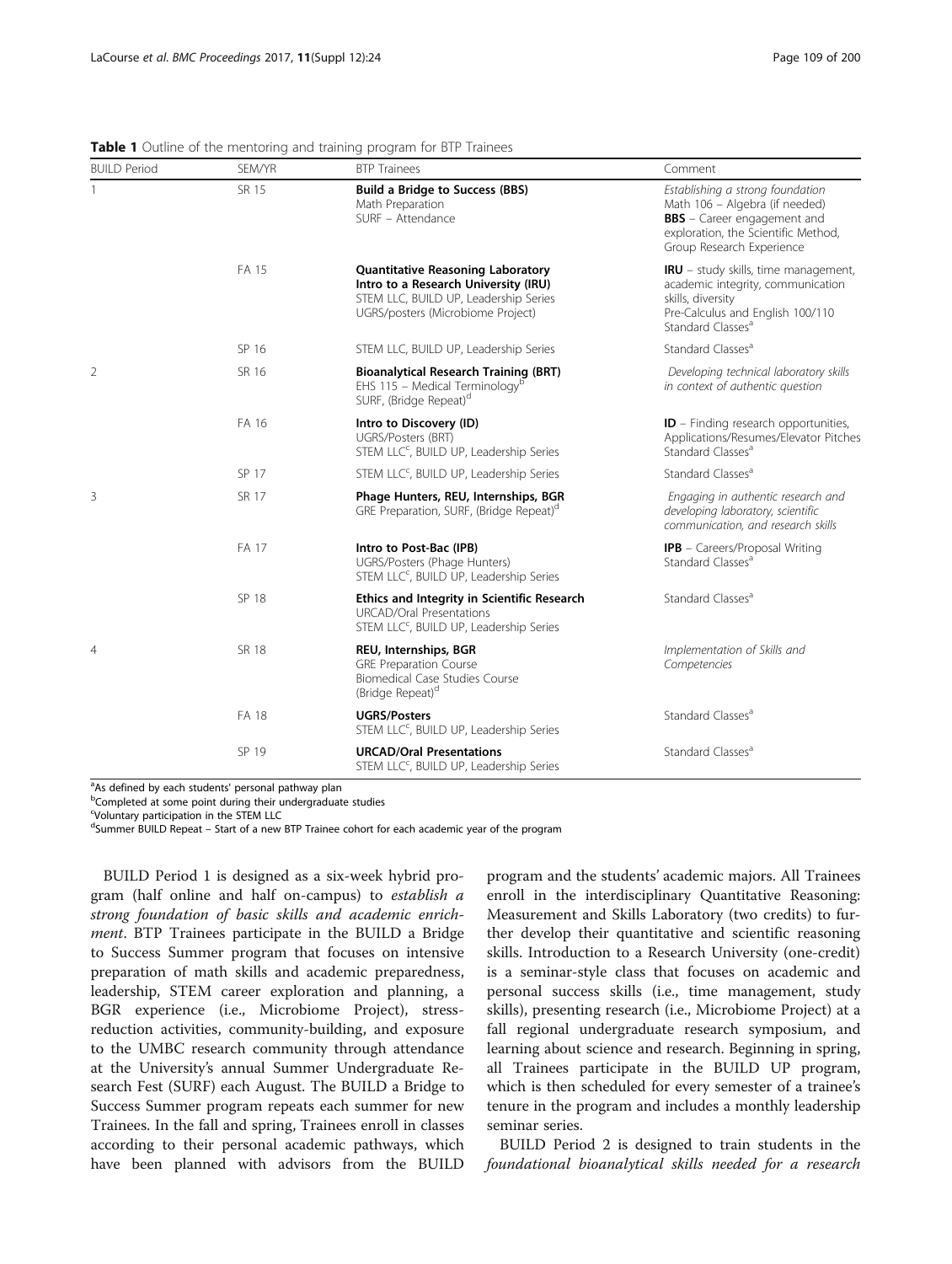**Table 1** Outline of the mentoring and training program for BTP Trainees

| BUILD Period | SEM/YR | BTP Trainees | Comment |
|---|---|---|---|
| 1 | SR 15 | **Build a Bridge to Success (BBS)**<br>Math Preparation<br>SURF – Attendance | *Establishing a strong foundation*<br>Math 106 – Algebra (if needed)<br>**BBS** – Career engagement and exploration, the Scientific Method, Group Research Experience |
| | FA 15 | **Quantitative Reasoning Laboratory**<br>**Intro to a Research University (IRU)**<br>STEM LLC, BUILD UP, Leadership Series<br>UGRS/posters (Microbiome Project) | **IRU** – study skills, time management, academic integrity, communication skills, diversity<br>Pre-Calculus and English 100/110<br>Standard Classes[a] |
| | SP 16 | STEM LLC, BUILD UP, Leadership Series | Standard Classes[a] |
| 2 | SR 16 | **Bioanalytical Research Training (BRT)**<br>EHS 115 – Medical Terminology[b]<br>SURF, (Bridge Repeat)[d] | *Developing technical laboratory skills in context of authentic question* |
| | FA 16 | **Intro to Discovery (ID)**<br>UGRS/Posters (BRT)<br>STEM LLC[c], BUILD UP, Leadership Series | **ID** – Finding research opportunities, Applications/Resumes/Elevator Pitches<br>Standard Classes[a] |
| | SP 17 | STEM LLC[c], BUILD UP, Leadership Series | Standard Classes[a] |
| 3 | SR 17 | **Phage Hunters, REU, Internships, BGR**<br>GRE Preparation, SURF, (Bridge Repeat)[d] | *Engaging in authentic research and developing laboratory, scientific communication, and research skills* |
| | FA 17 | **Intro to Post-Bac (IPB)**<br>UGRS/Posters (Phage Hunters)<br>STEM LLC[c], BUILD UP, Leadership Series | **IPB** – Careers/Proposal Writing<br>Standard Classes[a] |
| | SP 18 | **Ethics and Integrity in Scientific Research**<br>URCAD/Oral Presentations<br>STEM LLC[c], BUILD UP, Leadership Series | Standard Classes[a] |
| 4 | SR 18 | **REU, Internships, BGR**<br>GRE Preparation Course<br>Biomedical Case Studies Course<br>(Bridge Repeat)[d] | *Implementation of Skills and Competencies* |
| | FA 18 | **UGRS/Posters**<br>STEM LLC[c], BUILD UP, Leadership Series | Standard Classes[a] |
| | SP 19 | **URCAD/Oral Presentations**<br>STEM LLC[c], BUILD UP, Leadership Series | Standard Classes[a] |

[a]As defined by each students' personal pathway plan
[b]Completed at some point during their undergraduate studies
[c]Voluntary participation in the STEM LLC
[d]Summer BUILD Repeat – Start of a new BTP Trainee cohort for each academic year of the program

BUILD Period 1 is designed as a six-week hybrid program (half online and half on-campus) to *establish a strong foundation of basic skills and academic enrichment*. BTP Trainees participate in the BUILD a Bridge to Success Summer program that focuses on intensive preparation of math skills and academic preparedness, leadership, STEM career exploration and planning, a BGR experience (i.e., Microbiome Project), stress-reduction activities, community-building, and exposure to the UMBC research community through attendance at the University's annual Summer Undergraduate Research Fest (SURF) each August. The BUILD a Bridge to Success Summer program repeats each summer for new Trainees. In the fall and spring, Trainees enroll in classes according to their personal academic pathways, which have been planned with advisors from the BUILD program and the students' academic majors. All Trainees enroll in the interdisciplinary Quantitative Reasoning: Measurement and Skills Laboratory (two credits) to further develop their quantitative and scientific reasoning skills. Introduction to a Research University (one-credit) is a seminar-style class that focuses on academic and personal success skills (i.e., time management, study skills), presenting research (i.e., Microbiome Project) at a fall regional undergraduate research symposium, and learning about science and research. Beginning in spring, all Trainees participate in the BUILD UP program, which is then scheduled for every semester of a trainee's tenure in the program and includes a monthly leadership seminar series.

BUILD Period 2 is designed to train students in the *foundational bioanalytical skills needed for a research*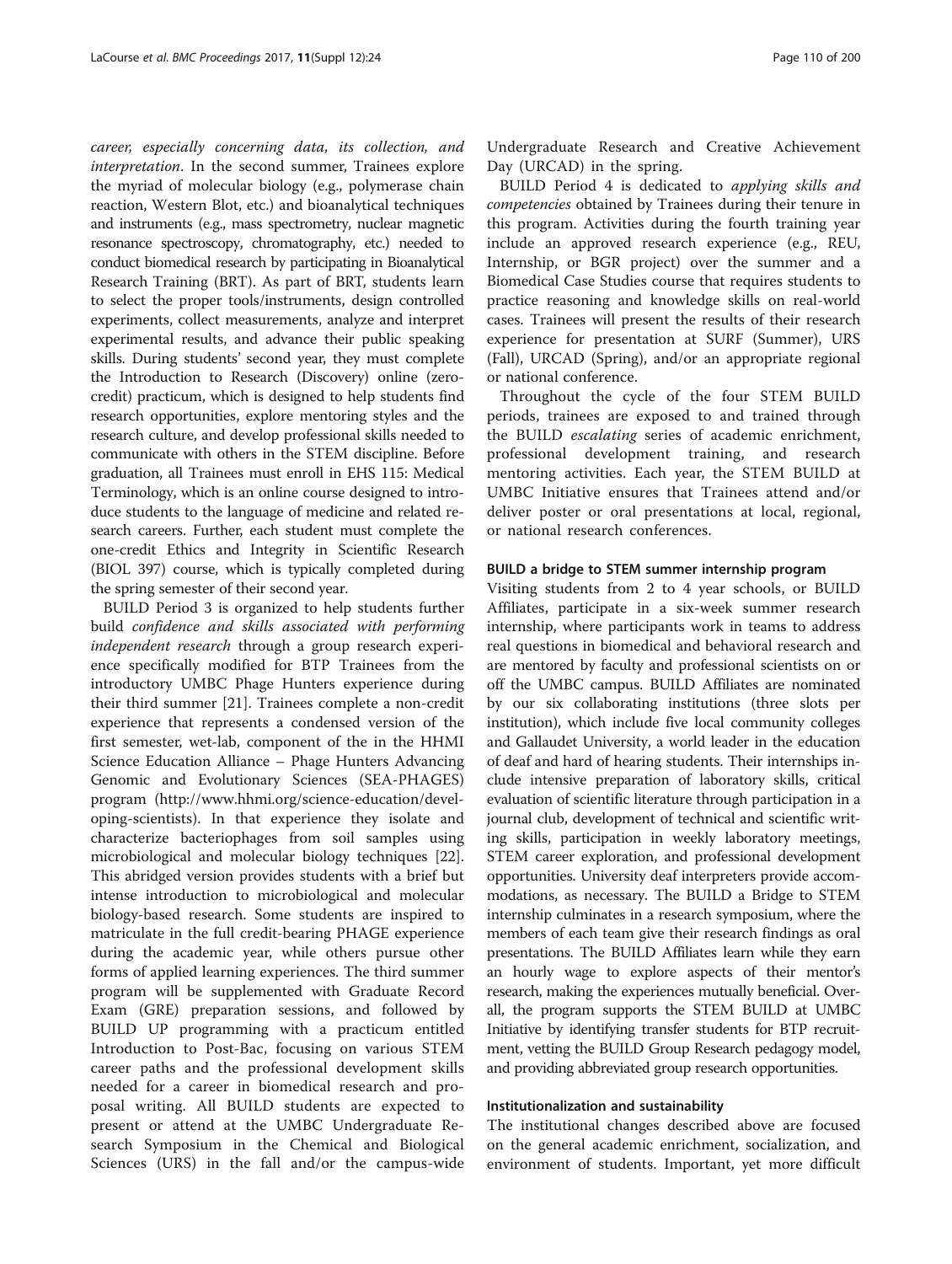*career, especially concerning data, its collection, and interpretation*. In the second summer, Trainees explore the myriad of molecular biology (e.g., polymerase chain reaction, Western Blot, etc.) and bioanalytical techniques and instruments (e.g., mass spectrometry, nuclear magnetic resonance spectroscopy, chromatography, etc.) needed to conduct biomedical research by participating in Bioanalytical Research Training (BRT). As part of BRT, students learn to select the proper tools/instruments, design controlled experiments, collect measurements, analyze and interpret experimental results, and advance their public speaking skills. During students' second year, they must complete the Introduction to Research (Discovery) online (zero-credit) practicum, which is designed to help students find research opportunities, explore mentoring styles and the research culture, and develop professional skills needed to communicate with others in the STEM discipline. Before graduation, all Trainees must enroll in EHS 115: Medical Terminology, which is an online course designed to introduce students to the language of medicine and related research careers. Further, each student must complete the one-credit Ethics and Integrity in Scientific Research (BIOL 397) course, which is typically completed during the spring semester of their second year.

BUILD Period 3 is organized to help students further build *confidence and skills associated with performing independent research* through a group research experience specifically modified for BTP Trainees from the introductory UMBC Phage Hunters experience during their third summer [21]. Trainees complete a non-credit experience that represents a condensed version of the first semester, wet-lab, component of the in the HHMI Science Education Alliance – Phage Hunters Advancing Genomic and Evolutionary Sciences (SEA-PHAGES) program (http://www.hhmi.org/science-education/developing-scientists). In that experience they isolate and characterize bacteriophages from soil samples using microbiological and molecular biology techniques [22]. This abridged version provides students with a brief but intense introduction to microbiological and molecular biology-based research. Some students are inspired to matriculate in the full credit-bearing PHAGE experience during the academic year, while others pursue other forms of applied learning experiences. The third summer program will be supplemented with Graduate Record Exam (GRE) preparation sessions, and followed by BUILD UP programming with a practicum entitled Introduction to Post-Bac, focusing on various STEM career paths and the professional development skills needed for a career in biomedical research and proposal writing. All BUILD students are expected to present or attend at the UMBC Undergraduate Research Symposium in the Chemical and Biological Sciences (URS) in the fall and/or the campus-wide Undergraduate Research and Creative Achievement Day (URCAD) in the spring.

BUILD Period 4 is dedicated to *applying skills and competencies* obtained by Trainees during their tenure in this program. Activities during the fourth training year include an approved research experience (e.g., REU, Internship, or BGR project) over the summer and a Biomedical Case Studies course that requires students to practice reasoning and knowledge skills on real-world cases. Trainees will present the results of their research experience for presentation at SURF (Summer), URS (Fall), URCAD (Spring), and/or an appropriate regional or national conference.

Throughout the cycle of the four STEM BUILD periods, trainees are exposed to and trained through the BUILD *escalating* series of academic enrichment, professional development training, and research mentoring activities. Each year, the STEM BUILD at UMBC Initiative ensures that Trainees attend and/or deliver poster or oral presentations at local, regional, or national research conferences.

### BUILD a bridge to STEM summer internship program

Visiting students from 2 to 4 year schools, or BUILD Affiliates, participate in a six-week summer research internship, where participants work in teams to address real questions in biomedical and behavioral research and are mentored by faculty and professional scientists on or off the UMBC campus. BUILD Affiliates are nominated by our six collaborating institutions (three slots per institution), which include five local community colleges and Gallaudet University, a world leader in the education of deaf and hard of hearing students. Their internships include intensive preparation of laboratory skills, critical evaluation of scientific literature through participation in a journal club, development of technical and scientific writing skills, participation in weekly laboratory meetings, STEM career exploration, and professional development opportunities. University deaf interpreters provide accommodations, as necessary. The BUILD a Bridge to STEM internship culminates in a research symposium, where the members of each team give their research findings as oral presentations. The BUILD Affiliates learn while they earn an hourly wage to explore aspects of their mentor's research, making the experiences mutually beneficial. Overall, the program supports the STEM BUILD at UMBC Initiative by identifying transfer students for BTP recruitment, vetting the BUILD Group Research pedagogy model, and providing abbreviated group research opportunities.

### Institutionalization and sustainability

The institutional changes described above are focused on the general academic enrichment, socialization, and environment of students. Important, yet more difficult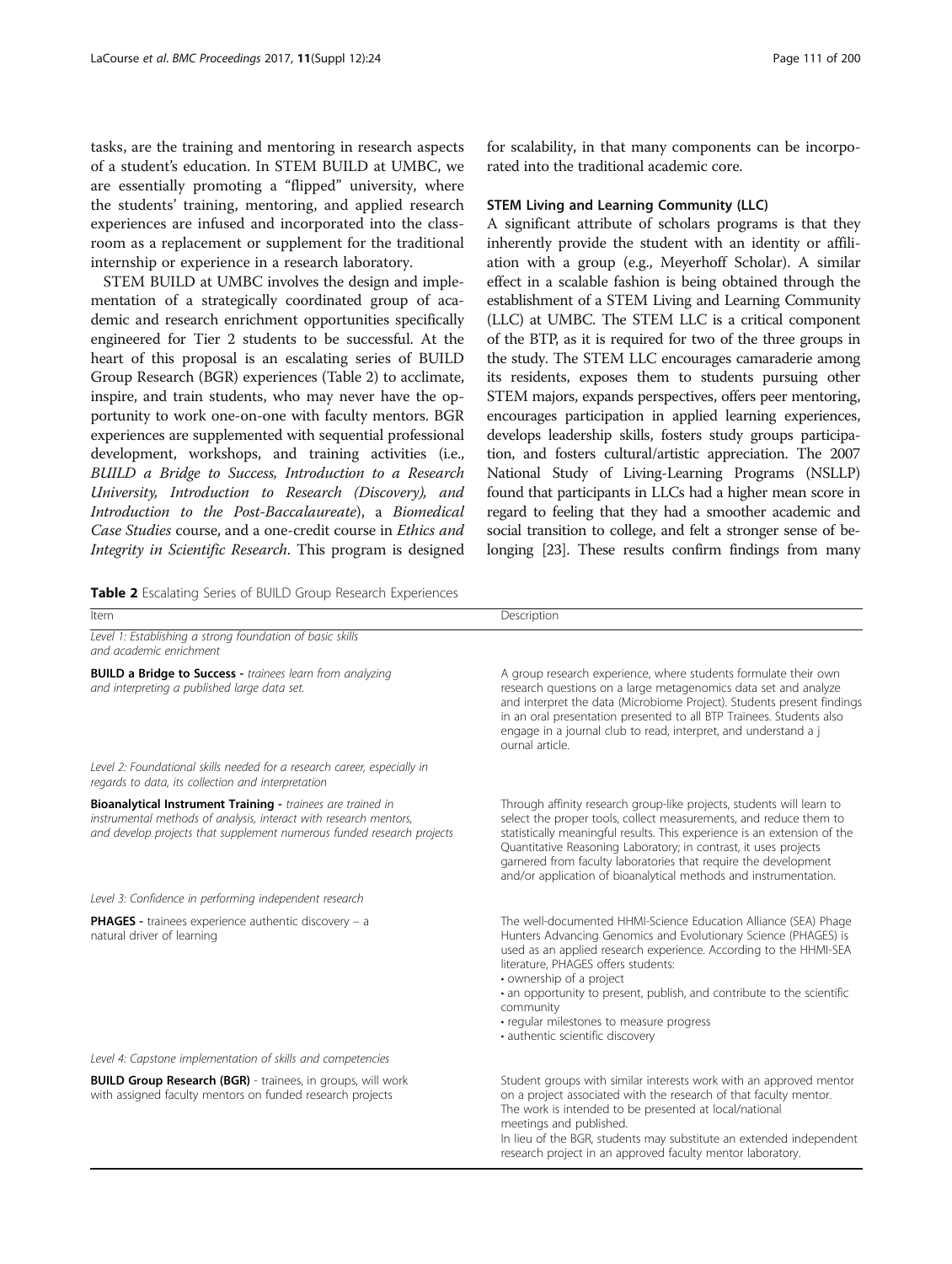tasks, are the training and mentoring in research aspects of a student's education. In STEM BUILD at UMBC, we are essentially promoting a "flipped" university, where the students' training, mentoring, and applied research experiences are infused and incorporated into the classroom as a replacement or supplement for the traditional internship or experience in a research laboratory.

STEM BUILD at UMBC involves the design and implementation of a strategically coordinated group of academic and research enrichment opportunities specifically engineered for Tier 2 students to be successful. At the heart of this proposal is an escalating series of BUILD Group Research (BGR) experiences (Table 2) to acclimate, inspire, and train students, who may never have the opportunity to work one-on-one with faculty mentors. BGR experiences are supplemented with sequential professional development, workshops, and training activities (i.e., *BUILD a Bridge to Success, Introduction to a Research University, Introduction to Research (Discovery), and Introduction to the Post-Baccalaureate*), a *Biomedical Case Studies* course, and a one-credit course in *Ethics and Integrity in Scientific Research*. This program is designed for scalability, in that many components can be incorporated into the traditional academic core.

### STEM Living and Learning Community (LLC)

A significant attribute of scholars programs is that they inherently provide the student with an identity or affiliation with a group (e.g., Meyerhoff Scholar). A similar effect in a scalable fashion is being obtained through the establishment of a STEM Living and Learning Community (LLC) at UMBC. The STEM LLC is a critical component of the BTP, as it is required for two of the three groups in the study. The STEM LLC encourages camaraderie among its residents, exposes them to students pursuing other STEM majors, expands perspectives, offers peer mentoring, encourages participation in applied learning experiences, develops leadership skills, fosters study groups participation, and fosters cultural/artistic appreciation. The 2007 National Study of Living-Learning Programs (NSLLP) found that participants in LLCs had a higher mean score in regard to feeling that they had a smoother academic and social transition to college, and felt a stronger sense of belonging [23]. These results confirm findings from many

**Table 2** Escalating Series of BUILD Group Research Experiences

| Item | Description |
|---|---|
| *Level 1: Establishing a strong foundation of basic skills and academic enrichment* | |
| **BUILD a Bridge to Success -** *trainees learn from analyzing and interpreting a published large data set.* | A group research experience, where students formulate their own research questions on a large metagenomics data set and analyze and interpret the data (Microbiome Project). Students present findings in an oral presentation presented to all BTP Trainees. Students also engage in a journal club to read, interpret, and understand a journal article. |
| *Level 2: Foundational skills needed for a research career, especially in regards to data, its collection and interpretation* | |
| **Bioanalytical Instrument Training -** *trainees are trained in instrumental methods of analysis, interact with research mentors, and develop projects that supplement numerous funded research projects* | Through affinity research group-like projects, students will learn to select the proper tools, collect measurements, and reduce them to statistically meaningful results. This experience is an extension of the Quantitative Reasoning Laboratory; in contrast, it uses projects garnered from faculty laboratories that require the development and/or application of bioanalytical methods and instrumentation. |
| *Level 3: Confidence in performing independent research* | |
| **PHAGES -** trainees experience authentic discovery – a natural driver of learning | The well-documented HHMI-Science Education Alliance (SEA) Phage Hunters Advancing Genomics and Evolutionary Science (PHAGES) is used as an applied research experience. According to the HHMI-SEA literature, PHAGES offers students:<br>• ownership of a project<br>• an opportunity to present, publish, and contribute to the scientific community<br>• regular milestones to measure progress<br>• authentic scientific discovery |
| *Level 4: Capstone implementation of skills and competencies* | |
| **BUILD Group Research (BGR)** - trainees, in groups, will work with assigned faculty mentors on funded research projects | Student groups with similar interests work with an approved mentor on a project associated with the research of that faculty mentor. The work is intended to be presented at local/national meetings and published.<br>In lieu of the BGR, students may substitute an extended independent research project in an approved faculty mentor laboratory. |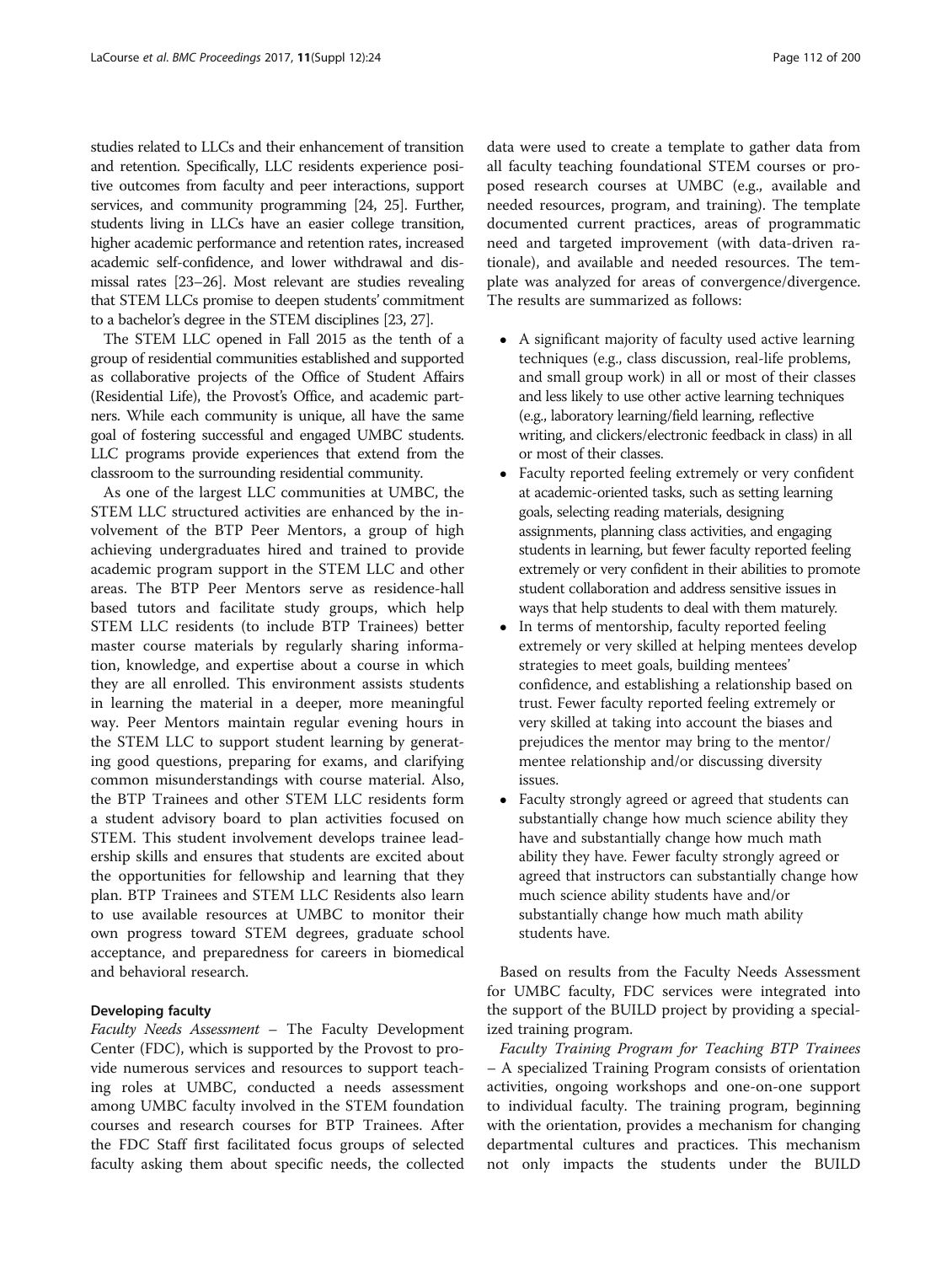studies related to LLCs and their enhancement of transition and retention. Specifically, LLC residents experience positive outcomes from faculty and peer interactions, support services, and community programming [24, 25]. Further, students living in LLCs have an easier college transition, higher academic performance and retention rates, increased academic self-confidence, and lower withdrawal and dismissal rates [23–26]. Most relevant are studies revealing that STEM LLCs promise to deepen students' commitment to a bachelor's degree in the STEM disciplines [23, 27].

The STEM LLC opened in Fall 2015 as the tenth of a group of residential communities established and supported as collaborative projects of the Office of Student Affairs (Residential Life), the Provost's Office, and academic partners. While each community is unique, all have the same goal of fostering successful and engaged UMBC students. LLC programs provide experiences that extend from the classroom to the surrounding residential community.

As one of the largest LLC communities at UMBC, the STEM LLC structured activities are enhanced by the involvement of the BTP Peer Mentors, a group of high achieving undergraduates hired and trained to provide academic program support in the STEM LLC and other areas. The BTP Peer Mentors serve as residence-hall based tutors and facilitate study groups, which help STEM LLC residents (to include BTP Trainees) better master course materials by regularly sharing information, knowledge, and expertise about a course in which they are all enrolled. This environment assists students in learning the material in a deeper, more meaningful way. Peer Mentors maintain regular evening hours in the STEM LLC to support student learning by generating good questions, preparing for exams, and clarifying common misunderstandings with course material. Also, the BTP Trainees and other STEM LLC residents form a student advisory board to plan activities focused on STEM. This student involvement develops trainee leadership skills and ensures that students are excited about the opportunities for fellowship and learning that they plan. BTP Trainees and STEM LLC Residents also learn to use available resources at UMBC to monitor their own progress toward STEM degrees, graduate school acceptance, and preparedness for careers in biomedical and behavioral research.

#### Developing faculty

*Faculty Needs Assessment* – The Faculty Development Center (FDC), which is supported by the Provost to provide numerous services and resources to support teaching roles at UMBC, conducted a needs assessment among UMBC faculty involved in the STEM foundation courses and research courses for BTP Trainees. After the FDC Staff first facilitated focus groups of selected faculty asking them about specific needs, the collected data were used to create a template to gather data from all faculty teaching foundational STEM courses or proposed research courses at UMBC (e.g., available and needed resources, program, and training). The template documented current practices, areas of programmatic need and targeted improvement (with data-driven rationale), and available and needed resources. The template was analyzed for areas of convergence/divergence. The results are summarized as follows:

- A significant majority of faculty used active learning techniques (e.g., class discussion, real-life problems, and small group work) in all or most of their classes and less likely to use other active learning techniques (e.g., laboratory learning/field learning, reflective writing, and clickers/electronic feedback in class) in all or most of their classes.
- Faculty reported feeling extremely or very confident at academic-oriented tasks, such as setting learning goals, selecting reading materials, designing assignments, planning class activities, and engaging students in learning, but fewer faculty reported feeling extremely or very confident in their abilities to promote student collaboration and address sensitive issues in ways that help students to deal with them maturely.
- In terms of mentorship, faculty reported feeling extremely or very skilled at helping mentees develop strategies to meet goals, building mentees' confidence, and establishing a relationship based on trust. Fewer faculty reported feeling extremely or very skilled at taking into account the biases and prejudices the mentor may bring to the mentor/mentee relationship and/or discussing diversity issues.
- Faculty strongly agreed or agreed that students can substantially change how much science ability they have and substantially change how much math ability they have. Fewer faculty strongly agreed or agreed that instructors can substantially change how much science ability students have and/or substantially change how much math ability students have.

Based on results from the Faculty Needs Assessment for UMBC faculty, FDC services were integrated into the support of the BUILD project by providing a specialized training program.

*Faculty Training Program for Teaching BTP Trainees* – A specialized Training Program consists of orientation activities, ongoing workshops and one-on-one support to individual faculty. The training program, beginning with the orientation, provides a mechanism for changing departmental cultures and practices. This mechanism not only impacts the students under the BUILD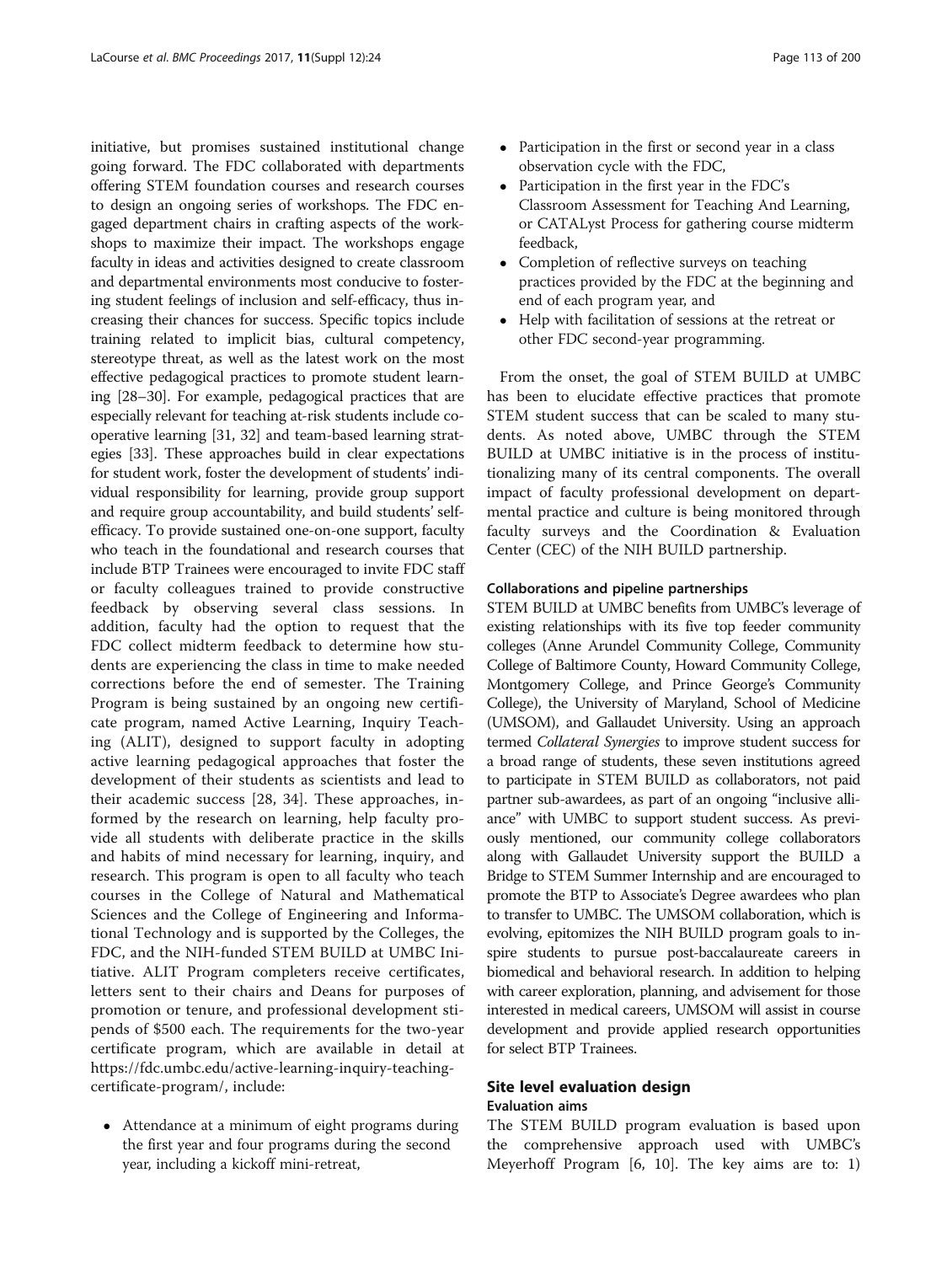initiative, but promises sustained institutional change going forward. The FDC collaborated with departments offering STEM foundation courses and research courses to design an ongoing series of workshops. The FDC engaged department chairs in crafting aspects of the workshops to maximize their impact. The workshops engage faculty in ideas and activities designed to create classroom and departmental environments most conducive to fostering student feelings of inclusion and self-efficacy, thus increasing their chances for success. Specific topics include training related to implicit bias, cultural competency, stereotype threat, as well as the latest work on the most effective pedagogical practices to promote student learning [28–30]. For example, pedagogical practices that are especially relevant for teaching at-risk students include cooperative learning [31, 32] and team-based learning strategies [33]. These approaches build in clear expectations for student work, foster the development of students' individual responsibility for learning, provide group support and require group accountability, and build students' self-efficacy. To provide sustained one-on-one support, faculty who teach in the foundational and research courses that include BTP Trainees were encouraged to invite FDC staff or faculty colleagues trained to provide constructive feedback by observing several class sessions. In addition, faculty had the option to request that the FDC collect midterm feedback to determine how students are experiencing the class in time to make needed corrections before the end of semester. The Training Program is being sustained by an ongoing new certificate program, named Active Learning, Inquiry Teaching (ALIT), designed to support faculty in adopting active learning pedagogical approaches that foster the development of their students as scientists and lead to their academic success [28, 34]. These approaches, informed by the research on learning, help faculty provide all students with deliberate practice in the skills and habits of mind necessary for learning, inquiry, and research. This program is open to all faculty who teach courses in the College of Natural and Mathematical Sciences and the College of Engineering and Informational Technology and is supported by the Colleges, the FDC, and the NIH-funded STEM BUILD at UMBC Initiative. ALIT Program completers receive certificates, letters sent to their chairs and Deans for purposes of promotion or tenure, and professional development stipends of $500 each. The requirements for the two-year certificate program, which are available in detail at https://fdc.umbc.edu/active-learning-inquiry-teaching-certificate-program/, include:

- Attendance at a minimum of eight programs during the first year and four programs during the second year, including a kickoff mini-retreat,
- Participation in the first or second year in a class observation cycle with the FDC,
- Participation in the first year in the FDC's Classroom Assessment for Teaching And Learning, or CATALyst Process for gathering course midterm feedback,
- Completion of reflective surveys on teaching practices provided by the FDC at the beginning and end of each program year, and
- Help with facilitation of sessions at the retreat or other FDC second-year programming.

From the onset, the goal of STEM BUILD at UMBC has been to elucidate effective practices that promote STEM student success that can be scaled to many students. As noted above, UMBC through the STEM BUILD at UMBC initiative is in the process of institutionalizing many of its central components. The overall impact of faculty professional development on departmental practice and culture is being monitored through faculty surveys and the Coordination & Evaluation Center (CEC) of the NIH BUILD partnership.

### Collaborations and pipeline partnerships

STEM BUILD at UMBC benefits from UMBC's leverage of existing relationships with its five top feeder community colleges (Anne Arundel Community College, Community College of Baltimore County, Howard Community College, Montgomery College, and Prince George's Community College), the University of Maryland, School of Medicine (UMSOM), and Gallaudet University. Using an approach termed *Collateral Synergies* to improve student success for a broad range of students, these seven institutions agreed to participate in STEM BUILD as collaborators, not paid partner sub-awardees, as part of an ongoing "inclusive alliance" with UMBC to support student success. As previously mentioned, our community college collaborators along with Gallaudet University support the BUILD a Bridge to STEM Summer Internship and are encouraged to promote the BTP to Associate's Degree awardees who plan to transfer to UMBC. The UMSOM collaboration, which is evolving, epitomizes the NIH BUILD program goals to inspire students to pursue post-baccalaureate careers in biomedical and behavioral research. In addition to helping with career exploration, planning, and advisement for those interested in medical careers, UMSOM will assist in course development and provide applied research opportunities for select BTP Trainees.

## Site level evaluation design

### Evaluation aims

The STEM BUILD program evaluation is based upon the comprehensive approach used with UMBC's Meyerhoff Program [6, 10]. The key aims are to: 1)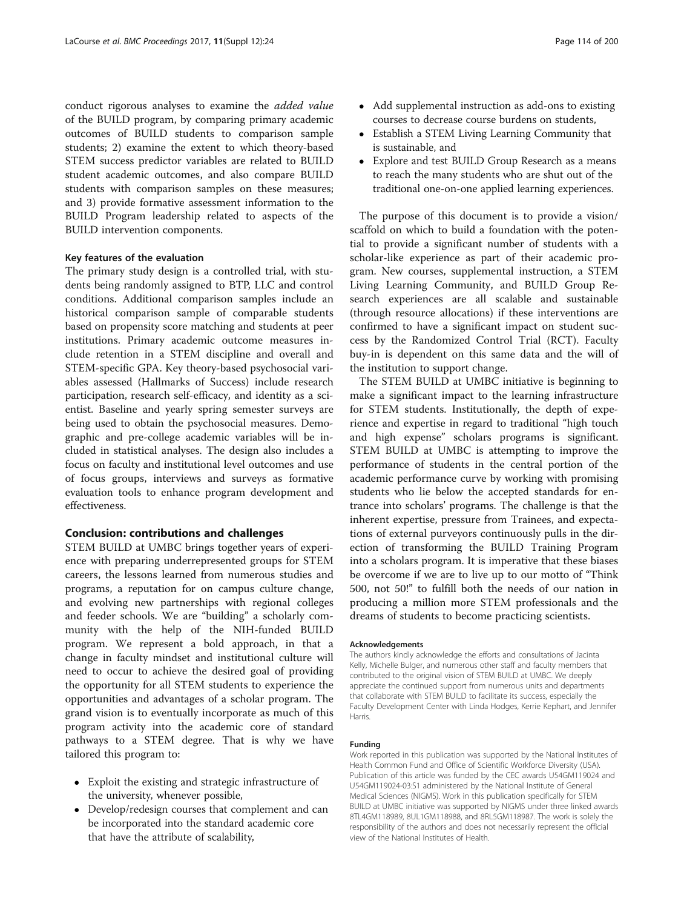conduct rigorous analyses to examine the *added value* of the BUILD program, by comparing primary academic outcomes of BUILD students to comparison sample students; 2) examine the extent to which theory-based STEM success predictor variables are related to BUILD student academic outcomes, and also compare BUILD students with comparison samples on these measures; and 3) provide formative assessment information to the BUILD Program leadership related to aspects of the BUILD intervention components.

#### Key features of the evaluation

The primary study design is a controlled trial, with students being randomly assigned to BTP, LLC and control conditions. Additional comparison samples include an historical comparison sample of comparable students based on propensity score matching and students at peer institutions. Primary academic outcome measures include retention in a STEM discipline and overall and STEM-specific GPA. Key theory-based psychosocial variables assessed (Hallmarks of Success) include research participation, research self-efficacy, and identity as a scientist. Baseline and yearly spring semester surveys are being used to obtain the psychosocial measures. Demographic and pre-college academic variables will be included in statistical analyses. The design also includes a focus on faculty and institutional level outcomes and use of focus groups, interviews and surveys as formative evaluation tools to enhance program development and effectiveness.

## Conclusion: contributions and challenges

STEM BUILD at UMBC brings together years of experience with preparing underrepresented groups for STEM careers, the lessons learned from numerous studies and programs, a reputation for on campus culture change, and evolving new partnerships with regional colleges and feeder schools. We are "building" a scholarly community with the help of the NIH-funded BUILD program. We represent a bold approach, in that a change in faculty mindset and institutional culture will need to occur to achieve the desired goal of providing the opportunity for all STEM students to experience the opportunities and advantages of a scholar program. The grand vision is to eventually incorporate as much of this program activity into the academic core of standard pathways to a STEM degree. That is why we have tailored this program to:

- Exploit the existing and strategic infrastructure of the university, whenever possible,
- Develop/redesign courses that complement and can be incorporated into the standard academic core that have the attribute of scalability,
- Add supplemental instruction as add-ons to existing courses to decrease course burdens on students,
- Establish a STEM Living Learning Community that is sustainable, and
- Explore and test BUILD Group Research as a means to reach the many students who are shut out of the traditional one-on-one applied learning experiences.

The purpose of this document is to provide a vision/scaffold on which to build a foundation with the potential to provide a significant number of students with a scholar-like experience as part of their academic program. New courses, supplemental instruction, a STEM Living Learning Community, and BUILD Group Research experiences are all scalable and sustainable (through resource allocations) if these interventions are confirmed to have a significant impact on student success by the Randomized Control Trial (RCT). Faculty buy-in is dependent on this same data and the will of the institution to support change.

The STEM BUILD at UMBC initiative is beginning to make a significant impact to the learning infrastructure for STEM students. Institutionally, the depth of experience and expertise in regard to traditional "high touch and high expense" scholars programs is significant. STEM BUILD at UMBC is attempting to improve the performance of students in the central portion of the academic performance curve by working with promising students who lie below the accepted standards for entrance into scholars' programs. The challenge is that the inherent expertise, pressure from Trainees, and expectations of external purveyors continuously pulls in the direction of transforming the BUILD Training Program into a scholars program. It is imperative that these biases be overcome if we are to live up to our motto of "Think 500, not 50!" to fulfill both the needs of our nation in producing a million more STEM professionals and the dreams of students to become practicing scientists.

#### Acknowledgements

The authors kindly acknowledge the efforts and consultations of Jacinta Kelly, Michelle Bulger, and numerous other staff and faculty members that contributed to the original vision of STEM BUILD at UMBC. We deeply appreciate the continued support from numerous units and departments that collaborate with STEM BUILD to facilitate its success, especially the Faculty Development Center with Linda Hodges, Kerrie Kephart, and Jennifer Harris.

#### Funding

Work reported in this publication was supported by the National Institutes of Health Common Fund and Office of Scientific Workforce Diversity (USA). Publication of this article was funded by the CEC awards U54GM119024 and U54GM119024-03:S1 administered by the National Institute of General Medical Sciences (NIGMS). Work in this publication specifically for STEM BUILD at UMBC initiative was supported by NIGMS under three linked awards 8TL4GM118989, 8UL1GM118988, and 8RL5GM118987. The work is solely the responsibility of the authors and does not necessarily represent the official view of the National Institutes of Health.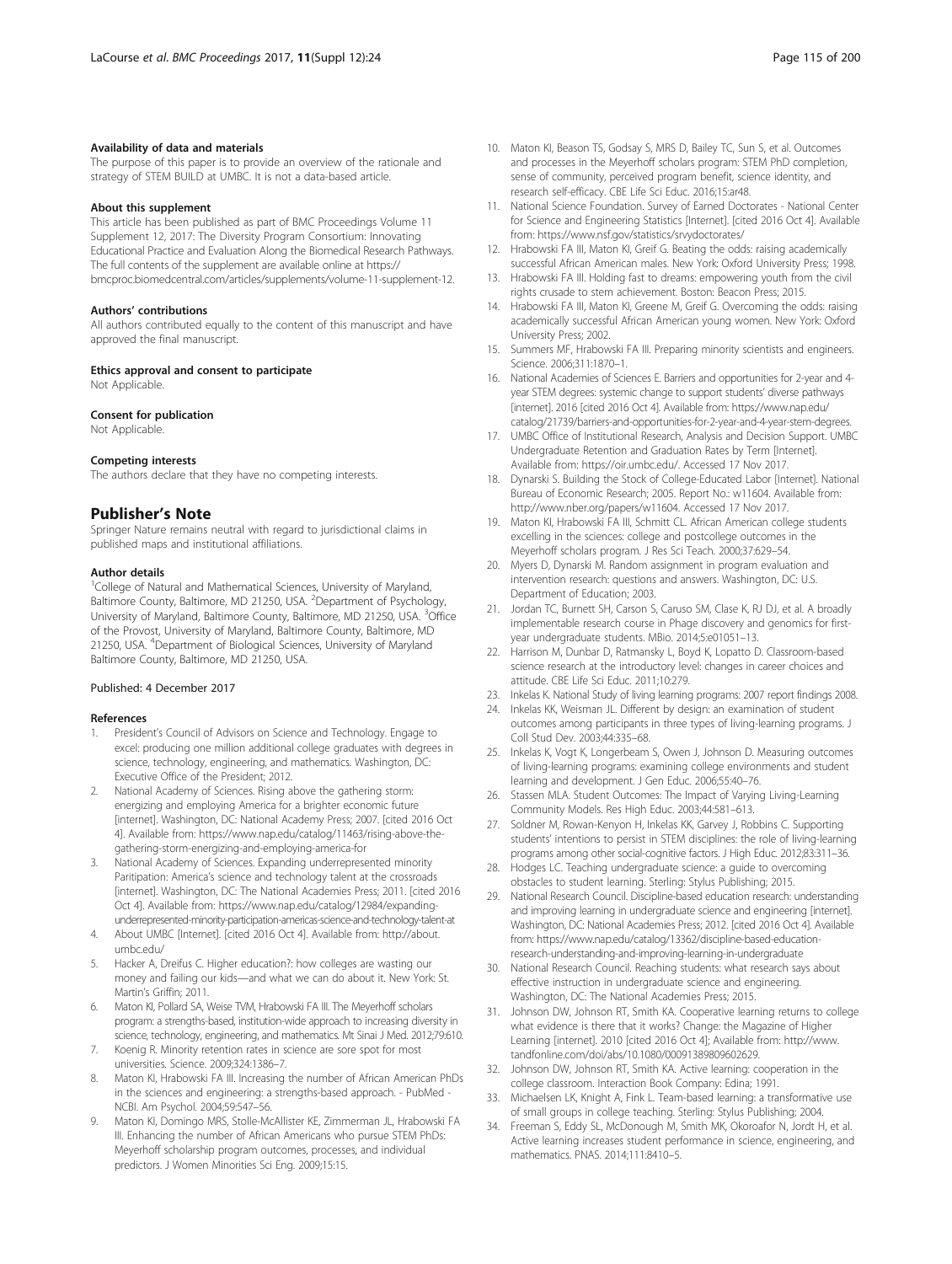#### Availability of data and materials

The purpose of this paper is to provide an overview of the rationale and strategy of STEM BUILD at UMBC. It is not a data-based article.

#### About this supplement

This article has been published as part of BMC Proceedings Volume 11 Supplement 12, 2017: The Diversity Program Consortium: Innovating Educational Practice and Evaluation Along the Biomedical Research Pathways. The full contents of the supplement are available online at https://bmcproc.biomedcentral.com/articles/supplements/volume-11-supplement-12.

#### Authors' contributions

All authors contributed equally to the content of this manuscript and have approved the final manuscript.

#### Ethics approval and consent to participate

Not Applicable.

#### Consent for publication

Not Applicable.

#### Competing interests

The authors declare that they have no competing interests.

## Publisher's Note

Springer Nature remains neutral with regard to jurisdictional claims in published maps and institutional affiliations.

#### Author details

[1]College of Natural and Mathematical Sciences, University of Maryland, Baltimore County, Baltimore, MD 21250, USA. [2]Department of Psychology, University of Maryland, Baltimore County, Baltimore, MD 21250, USA. [3]Office of the Provost, University of Maryland, Baltimore County, Baltimore, MD 21250, USA. [4]Department of Biological Sciences, University of Maryland Baltimore County, Baltimore, MD 21250, USA.

Published: 4 December 2017

#### References

1. President's Council of Advisors on Science and Technology. Engage to excel: producing one million additional college graduates with degrees in science, technology, engineering, and mathematics. Washington, DC: Executive Office of the President; 2012.
2. National Academy of Sciences. Rising above the gathering storm: energizing and employing America for a brighter economic future [internet]. Washington, DC: National Academy Press; 2007. [cited 2016 Oct 4]. Available from: https://www.nap.edu/catalog/11463/rising-above-the-gathering-storm-energizing-and-employing-america-for
3. National Academy of Sciences. Expanding underrepresented minority Paritipation: America's science and technology talent at the crossroads [internet]. Washington, DC: The National Academies Press; 2011. [cited 2016 Oct 4]. Available from: https://www.nap.edu/catalog/12984/expanding-underrepresented-minority-participation-americas-science-and-technology-talent-at
4. About UMBC [Internet]. [cited 2016 Oct 4]. Available from: http://about.umbc.edu/
5. Hacker A, Dreifus C. Higher education?: how colleges are wasting our money and failing our kids—and what we can do about it. New York: St. Martin's Griffin; 2011.
6. Maton KI, Pollard SA, Weise TVM, Hrabowski FA III. The Meyerhoff scholars program: a strengths-based, institution-wide approach to increasing diversity in science, technology, engineering, and mathematics. Mt Sinai J Med. 2012;79:610.
7. Koenig R. Minority retention rates in science are sore spot for most universities. Science. 2009;324:1386–7.
8. Maton KI, Hrabowski FA III. Increasing the number of African American PhDs in the sciences and engineering: a strengths-based approach. - PubMed - NCBI. Am Psychol. 2004;59:547–56.
9. Maton KI, Domingo MRS, Stolle-McAllister KE, Zimmerman JL, Hrabowski FA III. Enhancing the number of African Americans who pursue STEM PhDs: Meyerhoff scholarship program outcomes, processes, and individual predictors. J Women Minorities Sci Eng. 2009;15:15.
10. Maton KI, Beason TS, Godsay S, MRS D, Bailey TC, Sun S, et al. Outcomes and processes in the Meyerhoff scholars program: STEM PhD completion, sense of community, perceived program benefit, science identity, and research self-efficacy. CBE Life Sci Educ. 2016;15:ar48.
11. National Science Foundation. Survey of Earned Doctorates - National Center for Science and Engineering Statistics [Internet]. [cited 2016 Oct 4]. Available from: https://www.nsf.gov/statistics/srvydoctorates/
12. Hrabowski FA III, Maton KI, Greif G. Beating the odds: raising academically successful African American males. New York: Oxford University Press; 1998.
13. Hrabowski FA III. Holding fast to dreams: empowering youth from the civil rights crusade to stem achievement. Boston: Beacon Press; 2015.
14. Hrabowski FA III, Maton KI, Greene M, Greif G. Overcoming the odds: raising academically successful African American young women. New York: Oxford University Press; 2002.
15. Summers MF, Hrabowski FA III. Preparing minority scientists and engineers. Science. 2006;311:1870–1.
16. National Academies of Sciences E. Barriers and opportunities for 2-year and 4-year STEM degrees: systemic change to support students' diverse pathways [internet]. 2016 [cited 2016 Oct 4]. Available from: https://www.nap.edu/catalog/21739/barriers-and-opportunities-for-2-year-and-4-year-stem-degrees.
17. UMBC Office of Institutional Research, Analysis and Decision Support. UMBC Undergraduate Retention and Graduation Rates by Term [Internet]. Available from: https://oir.umbc.edu/. Accessed 17 Nov 2017.
18. Dynarski S. Building the Stock of College-Educated Labor [Internet]. National Bureau of Economic Research; 2005. Report No.: w11604. Available from: http://www.nber.org/papers/w11604. Accessed 17 Nov 2017.
19. Maton KI, Hrabowski FA III, Schmitt CL. African American college students excelling in the sciences: college and postcollege outcomes in the Meyerhoff scholars program. J Res Sci Teach. 2000;37:629–54.
20. Myers D, Dynarski M. Random assignment in program evaluation and intervention research: questions and answers. Washington, DC: U.S. Department of Education; 2003.
21. Jordan TC, Burnett SH, Carson S, Caruso SM, Clase K, RJ DJ, et al. A broadly implementable research course in Phage discovery and genomics for first-year undergraduate students. MBio. 2014;5:e01051–13.
22. Harrison M, Dunbar D, Ratmansky L, Boyd K, Lopatto D. Classroom-based science research at the introductory level: changes in career choices and attitude. CBE Life Sci Educ. 2011;10:279.
23. Inkelas K. National Study of living learning programs: 2007 report findings 2008.
24. Inkelas KK, Weisman JL. Different by design: an examination of student outcomes among participants in three types of living-learning programs. J Coll Stud Dev. 2003;44:335–68.
25. Inkelas K, Vogt K, Longerbeam S, Owen J, Johnson D. Measuring outcomes of living-learning programs: examining college environments and student learning and development. J Gen Educ. 2006;55:40–76.
26. Stassen MLA. Student Outcomes: The Impact of Varying Living-Learning Community Models. Res High Educ. 2003;44:581–613.
27. Soldner M, Rowan-Kenyon H, Inkelas KK, Garvey J, Robbins C. Supporting students' intentions to persist in STEM disciplines: the role of living-learning programs among other social-cognitive factors. J High Educ. 2012;83:311–36.
28. Hodges LC. Teaching undergraduate science: a guide to overcoming obstacles to student learning. Sterling: Stylus Publishing; 2015.
29. National Research Council. Discipline-based education research: understanding and improving learning in undergraduate science and engineering [internet]. Washington, DC: National Academies Press; 2012. [cited 2016 Oct 4]. Available from: https://www.nap.edu/catalog/13362/discipline-based-education-research-understanding-and-improving-learning-in-undergraduate
30. National Research Council. Reaching students: what research says about effective instruction in undergraduate science and engineering. Washington, DC: The National Academies Press; 2015.
31. Johnson DW, Johnson RT, Smith KA. Cooperative learning returns to college what evidence is there that it works? Change: the Magazine of Higher Learning [internet]. 2010 [cited 2016 Oct 4]; Available from: http://www.tandfonline.com/doi/abs/10.1080/00091389809602629.
32. Johnson DW, Johnson RT, Smith KA. Active learning: cooperation in the college classroom. Interaction Book Company: Edina; 1991.
33. Michaelsen LK, Knight A, Fink L. Team-based learning: a transformative use of small groups in college teaching. Sterling: Stylus Publishing; 2004.
34. Freeman S, Eddy SL, McDonough M, Smith MK, Okoroafor N, Jordt H, et al. Active learning increases student performance in science, engineering, and mathematics. PNAS. 2014;111:8410–5.